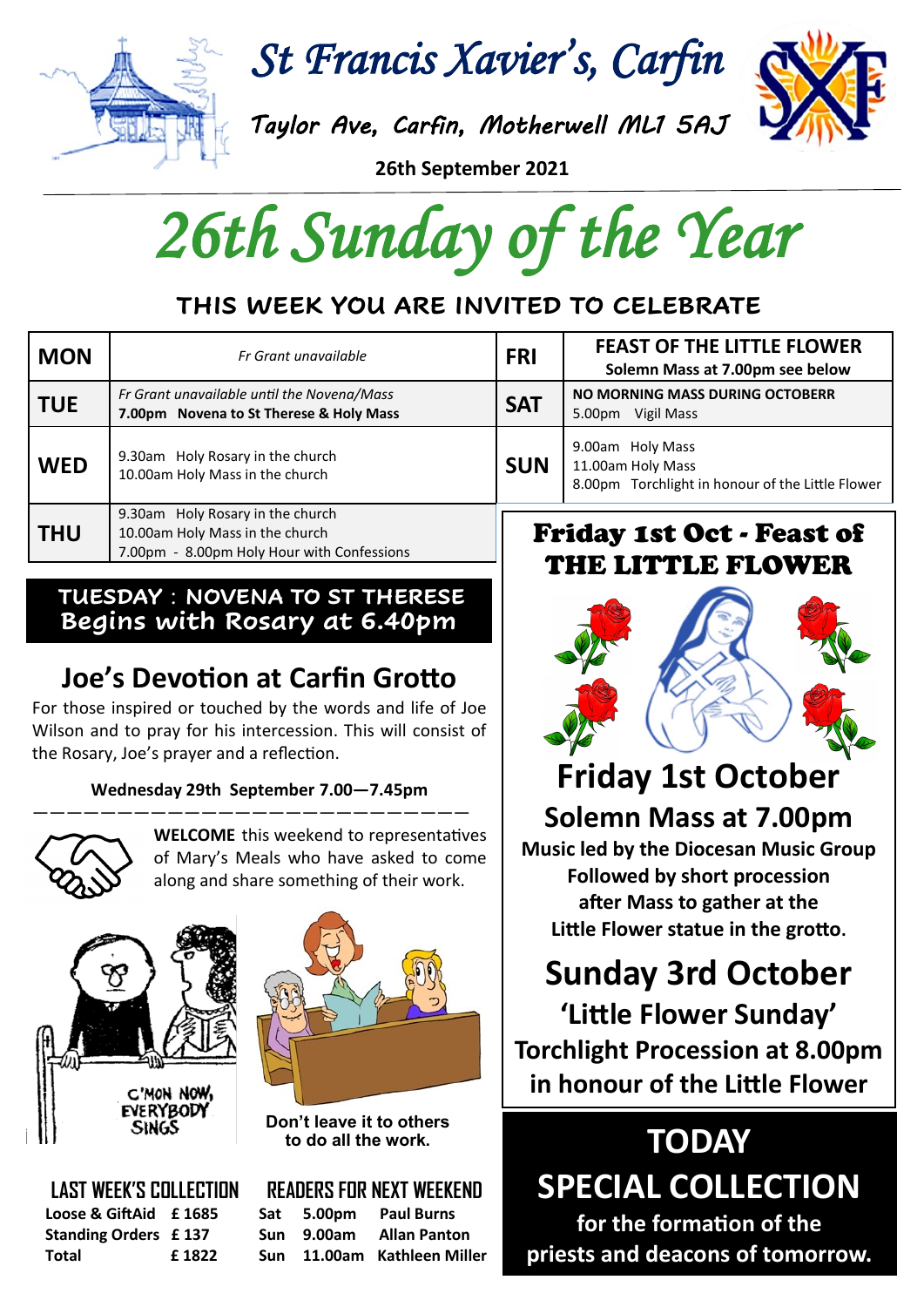# St Francis Xavier's, Carfin

Taylor Ave, Carfin, Motherwell ML1 5AJ

**26th September 2021**

# 26th Sunday of the Year

## THIS WEEK YOU ARE INVITED TO CELEBRATE

| | | | |
|---|---|---|---|
| **MON** | *Fr Grant unavailable* | **FRI** | **FEAST OF THE LITTLE FLOWER** **Solemn Mass at 7.00pm see below** |
| **TUE** | *Fr Grant unavailable until the Novena/Mass* **7.00pm Novena to St Therese & Holy Mass** | **SAT** | **NO MORNING MASS DURING OCTOBERR** 5.00pm Vigil Mass |
| **WED** | 9.30am Holy Rosary in the church 10.00am Holy Mass in the church | **SUN** | 9.00am Holy Mass 11.00am Holy Mass 8.00pm Torchlight in honour of the Little Flower |
| **THU** | 9.30am Holy Rosary in the church 10.00am Holy Mass in the church 7.00pm - 8.00pm Holy Hour with Confessions | | |

**TUESDAY : NOVENA TO ST THERESE**
**Begins with Rosary at 6.40pm**

## Joe's Devotion at Carfin Grotto

For those inspired or touched by the words and life of Joe Wilson and to pray for his intercession. This will consist of the Rosary, Joe's prayer and a reflection.

**Wednesday 29th September 7.00—7.45pm**

**WELCOME** this weekend to representatives of Mary's Meals who have asked to come along and share something of their work.

C'MON NOW, EVERYBODY SINGS

Don't leave it to others to do all the work.

### LAST WEEK'S COLLECTION

| | |
|---|---|
| **Loose & GiftAid** | **£ 1685** |
| **Standing Orders** | **£ 137** |
| **Total** | **£ 1822** |

### READERS FOR NEXT WEEKEND

| | | |
|---|---|---|
| **Sat** | **5.00pm** | **Paul Burns** |
| **Sun** | **9.00am** | **Allan Panton** |
| **Sun** | **11.00am** | **Kathleen Miller** |

## Friday 1st Oct - Feast of THE LITTLE FLOWER

## Friday 1st October

### Solemn Mass at 7.00pm

**Music led by the Diocesan Music Group**
**Followed by short procession after Mass to gather at the Little Flower statue in the grotto.**

## Sunday 3rd October

### 'Little Flower Sunday'

**Torchlight Procession at 8.00pm in honour of the Little Flower**

## TODAY SPECIAL COLLECTION

**for the formation of the priests and deacons of tomorrow.**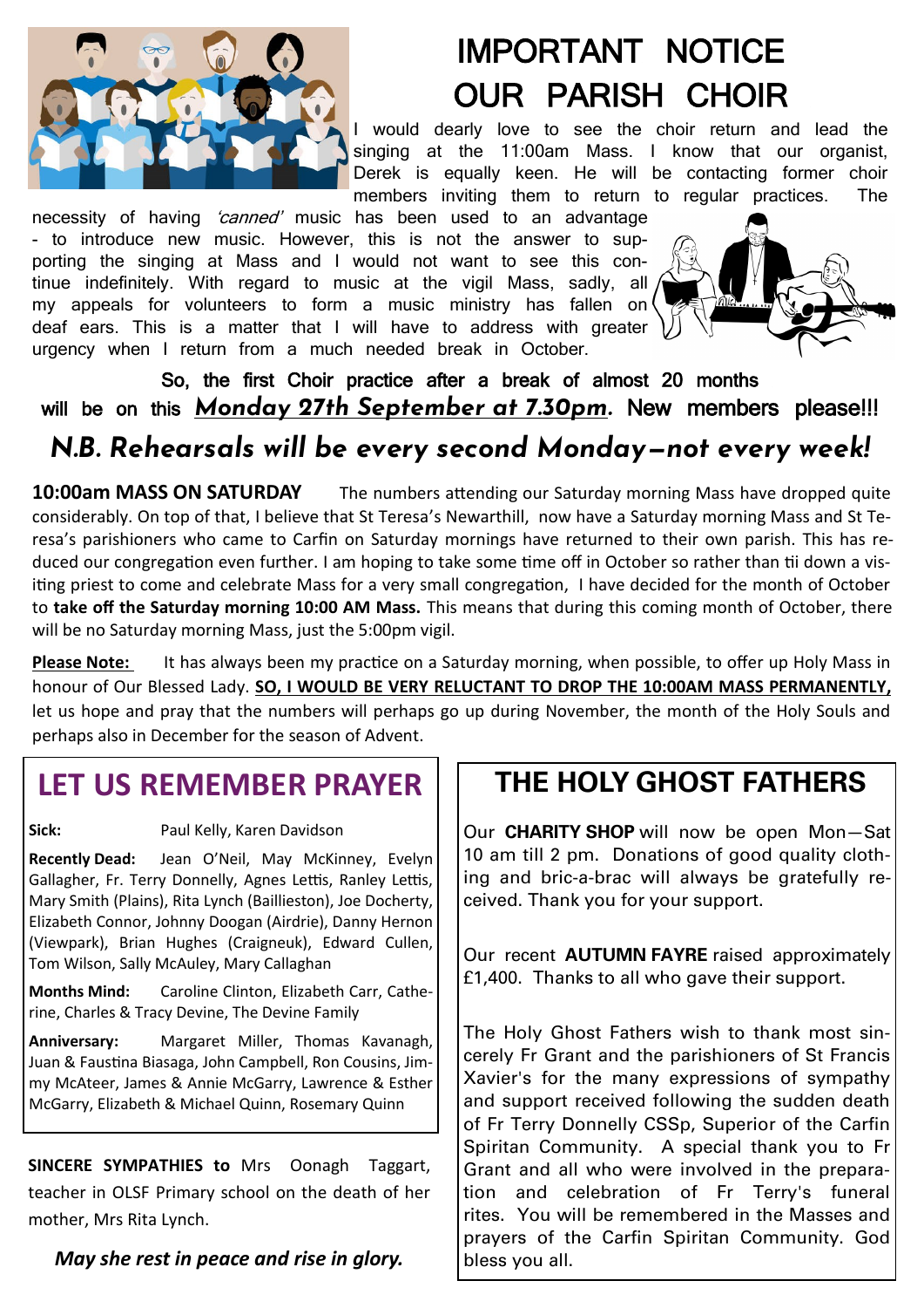# IMPORTANT NOTICE
# OUR PARISH CHOIR

I would dearly love to see the choir return and lead the singing at the 11:00am Mass. I know that our organist, Derek is equally keen. He will be contacting former choir members inviting them to return to regular practices. The necessity of having *'canned'* music has been used to an advantage - to introduce new music. However, this is not the answer to supporting the singing at Mass and I would not want to see this continue indefinitely. With regard to music at the vigil Mass, sadly, all my appeals for volunteers to form a music ministry has fallen on deaf ears. This is a matter that I will have to address with greater urgency when I return from a much needed break in October.

So, the first Choir practice after a break of almost 20 months will be on this ***Monday 27th September at 7.30pm***. New members please!!!

## *N.B. Rehearsals will be every second Monday—not every week!*

**10:00am MASS ON SATURDAY** The numbers attending our Saturday morning Mass have dropped quite considerably. On top of that, I believe that St Teresa's Newarthill, now have a Saturday morning Mass and St Teresa's parishioners who came to Carfin on Saturday mornings have returned to their own parish. This has reduced our congregation even further. I am hoping to take some time off in October so rather than tii down a visiting priest to come and celebrate Mass for a very small congregation, I have decided for the month of October to **take off the Saturday morning 10:00 AM Mass.** This means that during this coming month of October, there will be no Saturday morning Mass, just the 5:00pm vigil.

**Please Note:** It has always been my practice on a Saturday morning, when possible, to offer up Holy Mass in honour of Our Blessed Lady. **SO, I WOULD BE VERY RELUCTANT TO DROP THE 10:00AM MASS PERMANENTLY,** let us hope and pray that the numbers will perhaps go up during November, the month of the Holy Souls and perhaps also in December for the season of Advent.

## LET US REMEMBER PRAYER

**Sick:** Paul Kelly, Karen Davidson

**Recently Dead:** Jean O'Neil, May McKinney, Evelyn Gallagher, Fr. Terry Donnelly, Agnes Lettis, Ranley Lettis, Mary Smith (Plains), Rita Lynch (Baillieston), Joe Docherty, Elizabeth Connor, Johnny Doogan (Airdrie), Danny Hernon (Viewpark), Brian Hughes (Craigneuk), Edward Cullen, Tom Wilson, Sally McAuley, Mary Callaghan

**Months Mind:** Caroline Clinton, Elizabeth Carr, Catherine, Charles & Tracy Devine, The Devine Family

**Anniversary:** Margaret Miller, Thomas Kavanagh, Juan & Faustina Biasaga, John Campbell, Ron Cousins, Jimmy McAteer, James & Annie McGarry, Lawrence & Esther McGarry, Elizabeth & Michael Quinn, Rosemary Quinn

**SINCERE SYMPATHIES to** Mrs Oonagh Taggart, teacher in OLSF Primary school on the death of her mother, Mrs Rita Lynch.

***May she rest in peace and rise in glory.***

## THE HOLY GHOST FATHERS

Our **CHARITY SHOP** will now be open Mon—Sat 10 am till 2 pm. Donations of good quality clothing and bric-a-brac will always be gratefully received. Thank you for your support.

Our recent **AUTUMN FAYRE** raised approximately £1,400. Thanks to all who gave their support.

The Holy Ghost Fathers wish to thank most sincerely Fr Grant and the parishioners of St Francis Xavier's for the many expressions of sympathy and support received following the sudden death of Fr Terry Donnelly CSSp, Superior of the Carfin Spiritan Community. A special thank you to Fr Grant and all who were involved in the preparation and celebration of Fr Terry's funeral rites. You will be remembered in the Masses and prayers of the Carfin Spiritan Community. God bless you all.